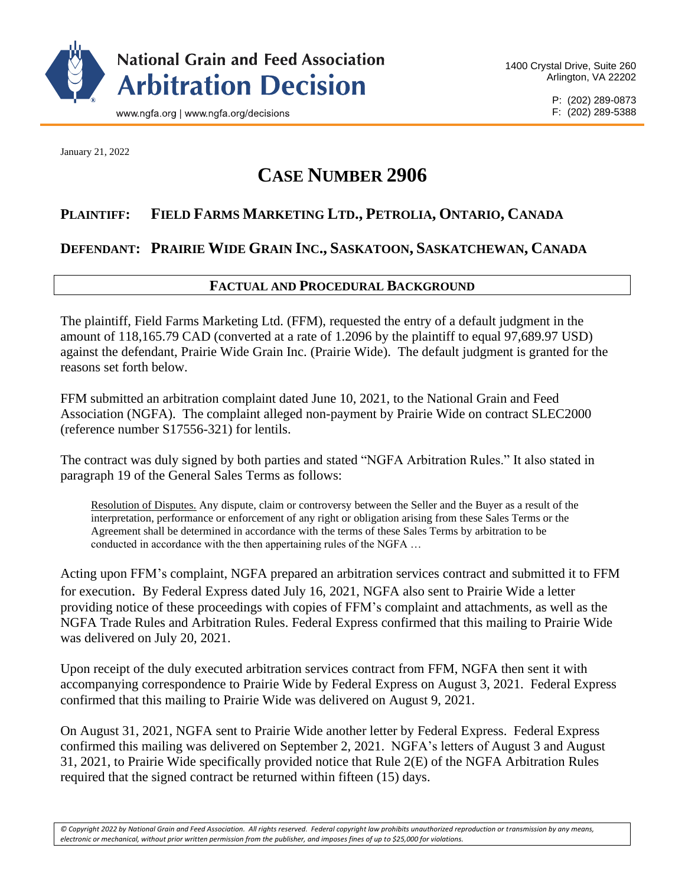# National Grain and Feed Association Arbitration Decision

www.ngfa.org | www.ngfa.org/decisions

1400 Crystal Drive, Suite 260
Arlington, VA 22202

P: (202) 289-0873
F: (202) 289-5388

January 21, 2022

## CASE NUMBER 2906

### PLAINTIFF: FIELD FARMS MARKETING LTD., PETROLIA, ONTARIO, CANADA

### DEFENDANT: PRAIRIE WIDE GRAIN INC., SASKATOON, SASKATCHEWAN, CANADA

### FACTUAL AND PROCEDURAL BACKGROUND

The plaintiff, Field Farms Marketing Ltd. (FFM), requested the entry of a default judgment in the amount of 118,165.79 CAD (converted at a rate of 1.2096 by the plaintiff to equal 97,689.97 USD) against the defendant, Prairie Wide Grain Inc. (Prairie Wide). The default judgment is granted for the reasons set forth below.

FFM submitted an arbitration complaint dated June 10, 2021, to the National Grain and Feed Association (NGFA). The complaint alleged non-payment by Prairie Wide on contract SLEC2000 (reference number S17556-321) for lentils.

The contract was duly signed by both parties and stated "NGFA Arbitration Rules." It also stated in paragraph 19 of the General Sales Terms as follows:

> Resolution of Disputes. Any dispute, claim or controversy between the Seller and the Buyer as a result of the interpretation, performance or enforcement of any right or obligation arising from these Sales Terms or the Agreement shall be determined in accordance with the terms of these Sales Terms by arbitration to be conducted in accordance with the then appertaining rules of the NGFA …

Acting upon FFM's complaint, NGFA prepared an arbitration services contract and submitted it to FFM for execution. By Federal Express dated July 16, 2021, NGFA also sent to Prairie Wide a letter providing notice of these proceedings with copies of FFM's complaint and attachments, as well as the NGFA Trade Rules and Arbitration Rules. Federal Express confirmed that this mailing to Prairie Wide was delivered on July 20, 2021.

Upon receipt of the duly executed arbitration services contract from FFM, NGFA then sent it with accompanying correspondence to Prairie Wide by Federal Express on August 3, 2021. Federal Express confirmed that this mailing to Prairie Wide was delivered on August 9, 2021.

On August 31, 2021, NGFA sent to Prairie Wide another letter by Federal Express. Federal Express confirmed this mailing was delivered on September 2, 2021. NGFA's letters of August 3 and August 31, 2021, to Prairie Wide specifically provided notice that Rule 2(E) of the NGFA Arbitration Rules required that the signed contract be returned within fifteen (15) days.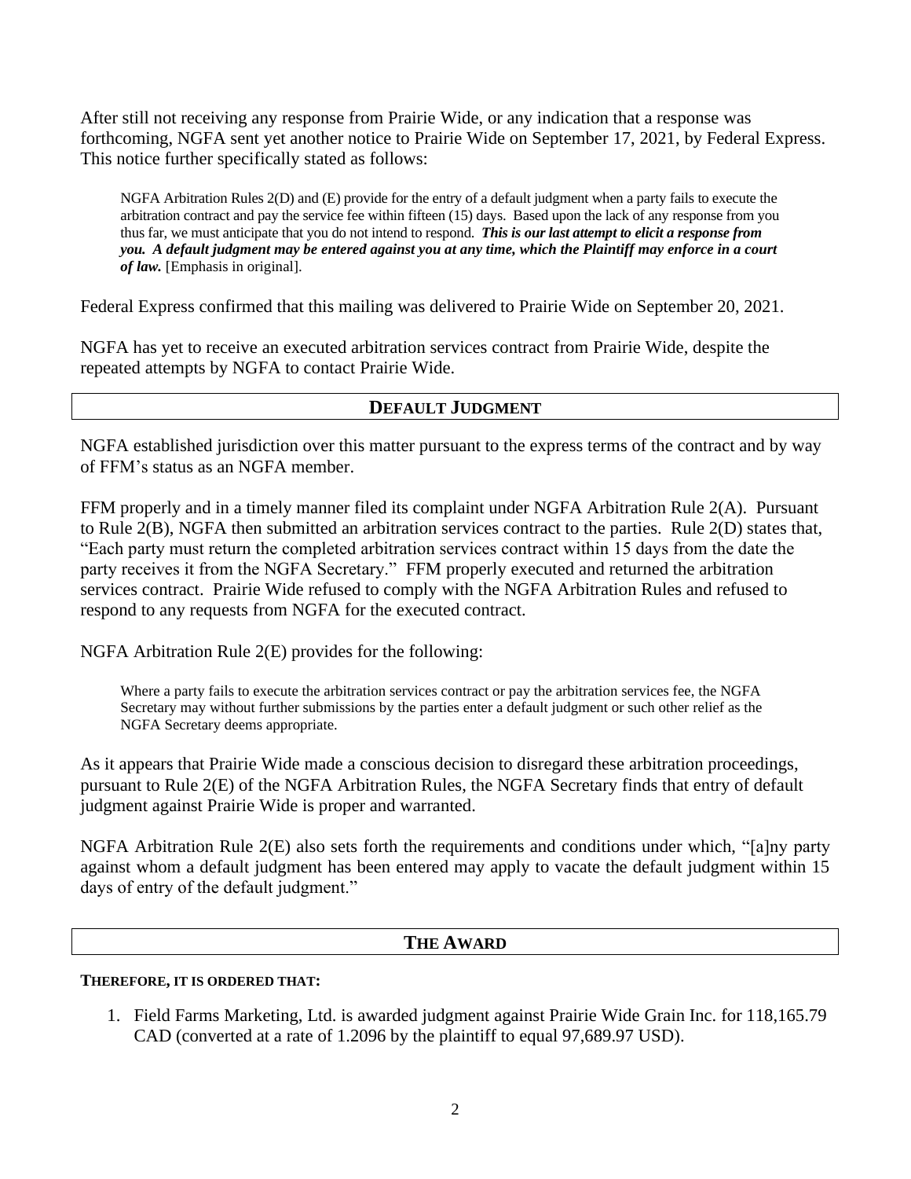After still not receiving any response from Prairie Wide, or any indication that a response was forthcoming, NGFA sent yet another notice to Prairie Wide on September 17, 2021, by Federal Express. This notice further specifically stated as follows:

> NGFA Arbitration Rules 2(D) and (E) provide for the entry of a default judgment when a party fails to execute the arbitration contract and pay the service fee within fifteen (15) days. Based upon the lack of any response from you thus far, we must anticipate that you do not intend to respond. ***This is our last attempt to elicit a response from you. A default judgment may be entered against you at any time, which the Plaintiff may enforce in a court of law.*** [Emphasis in original].

Federal Express confirmed that this mailing was delivered to Prairie Wide on September 20, 2021.

NGFA has yet to receive an executed arbitration services contract from Prairie Wide, despite the repeated attempts by NGFA to contact Prairie Wide.

## DEFAULT JUDGMENT

NGFA established jurisdiction over this matter pursuant to the express terms of the contract and by way of FFM's status as an NGFA member.

FFM properly and in a timely manner filed its complaint under NGFA Arbitration Rule 2(A). Pursuant to Rule 2(B), NGFA then submitted an arbitration services contract to the parties. Rule 2(D) states that, "Each party must return the completed arbitration services contract within 15 days from the date the party receives it from the NGFA Secretary." FFM properly executed and returned the arbitration services contract. Prairie Wide refused to comply with the NGFA Arbitration Rules and refused to respond to any requests from NGFA for the executed contract.

NGFA Arbitration Rule 2(E) provides for the following:

> Where a party fails to execute the arbitration services contract or pay the arbitration services fee, the NGFA Secretary may without further submissions by the parties enter a default judgment or such other relief as the NGFA Secretary deems appropriate.

As it appears that Prairie Wide made a conscious decision to disregard these arbitration proceedings, pursuant to Rule 2(E) of the NGFA Arbitration Rules, the NGFA Secretary finds that entry of default judgment against Prairie Wide is proper and warranted.

NGFA Arbitration Rule 2(E) also sets forth the requirements and conditions under which, "[a]ny party against whom a default judgment has been entered may apply to vacate the default judgment within 15 days of entry of the default judgment."

## THE AWARD

**THEREFORE, IT IS ORDERED THAT:**

1. Field Farms Marketing, Ltd. is awarded judgment against Prairie Wide Grain Inc. for 118,165.79 CAD (converted at a rate of 1.2096 by the plaintiff to equal 97,689.97 USD).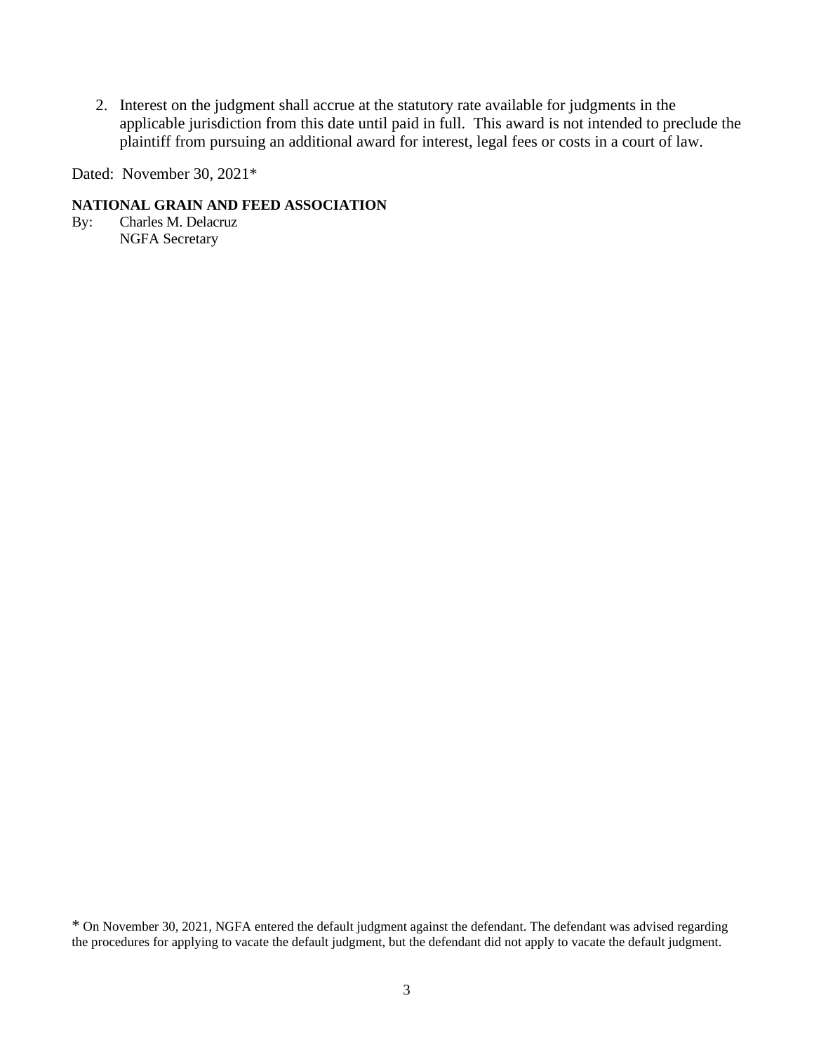2. Interest on the judgment shall accrue at the statutory rate available for judgments in the applicable jurisdiction from this date until paid in full. This award is not intended to preclude the plaintiff from pursuing an additional award for interest, legal fees or costs in a court of law.

Dated: November 30, 2021*

**NATIONAL GRAIN AND FEED ASSOCIATION**
By: Charles M. Delacruz
NGFA Secretary

* On November 30, 2021, NGFA entered the default judgment against the defendant. The defendant was advised regarding the procedures for applying to vacate the default judgment, but the defendant did not apply to vacate the default judgment.